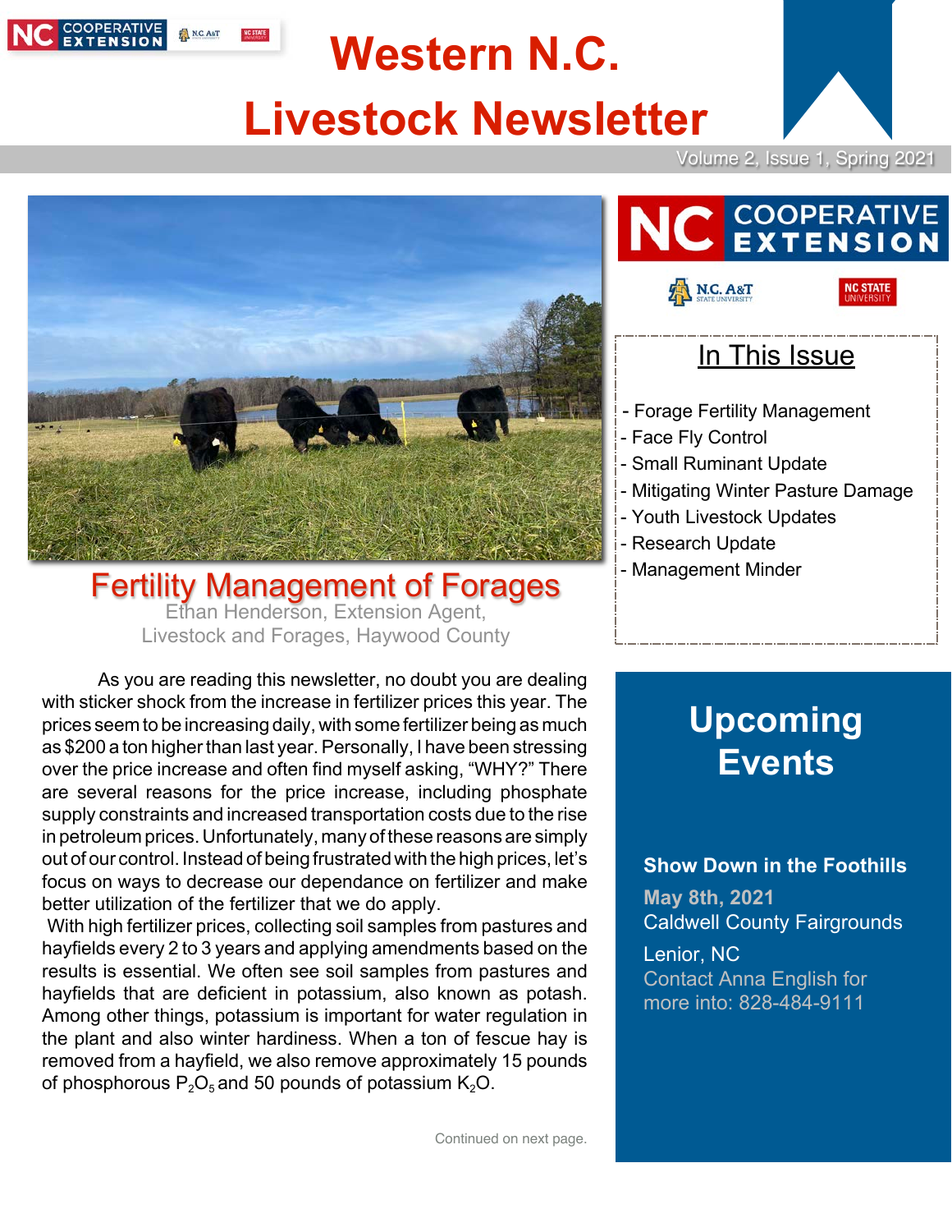# Western N.C. Livestock Newsletter

Volume 2, Issue 1, Spring 2021

## In This Issue

- Forage Fertility Management
- Face Fly Control
- Small Ruminant Update
- Mitigating Winter Pasture Damage
- Youth Livestock Updates
- Research Update
- Management Minder

## Fertility Management of Forages

Ethan Henderson, Extension Agent, Livestock and Forages, Haywood County

As you are reading this newsletter, no doubt you are dealing with sticker shock from the increase in fertilizer prices this year. The prices seem to be increasing daily, with some fertilizer being as much as $200 a ton higher than last year. Personally, I have been stressing over the price increase and often find myself asking, "WHY?" There are several reasons for the price increase, including phosphate supply constraints and increased transportation costs due to the rise in petroleum prices. Unfortunately, many of these reasons are simply out of our control. Instead of being frustrated with the high prices, let's focus on ways to decrease our dependance on fertilizer and make better utilization of the fertilizer that we do apply.

With high fertilizer prices, collecting soil samples from pastures and hayfields every 2 to 3 years and applying amendments based on the results is essential. We often see soil samples from pastures and hayfields that are deficient in potassium, also known as potash. Among other things, potassium is important for water regulation in the plant and also winter hardiness. When a ton of fescue hay is removed from a hayfield, we also remove approximately 15 pounds of phosphorous $P_2O_5$ and 50 pounds of potassium $K_2O$.

Continued on next page.

## Upcoming Events

**Show Down in the Foothills**

May 8th, 2021

Caldwell County Fairgrounds

Lenior, NC

Contact Anna English for more into: 828-484-9111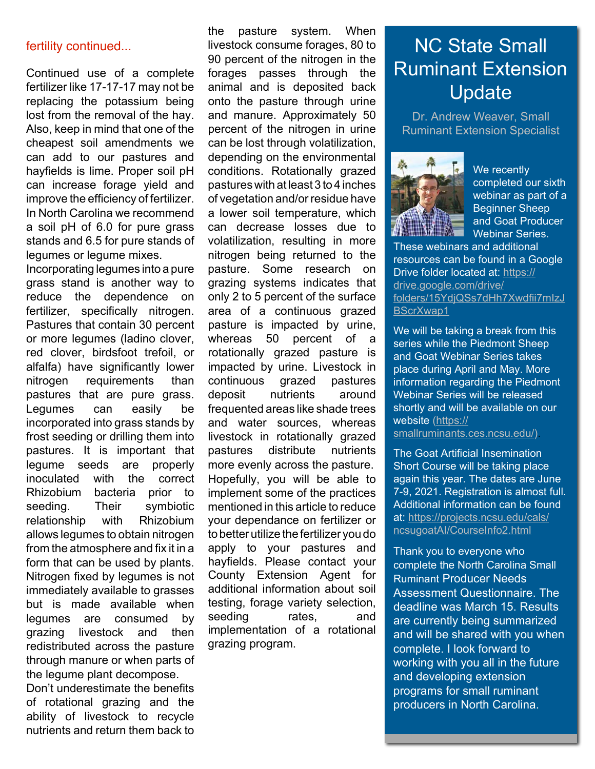fertility continued...

Continued use of a complete fertilizer like 17-17-17 may not be replacing the potassium being lost from the removal of the hay. Also, keep in mind that one of the cheapest soil amendments we can add to our pastures and hayfields is lime. Proper soil pH can increase forage yield and improve the efficiency of fertilizer. In North Carolina we recommend a soil pH of 6.0 for pure grass stands and 6.5 for pure stands of legumes or legume mixes.

Incorporating legumes into a pure grass stand is another way to reduce the dependence on fertilizer, specifically nitrogen. Pastures that contain 30 percent or more legumes (ladino clover, red clover, birdsfoot trefoil, or alfalfa) have significantly lower nitrogen requirements than pastures that are pure grass. Legumes can easily be incorporated into grass stands by frost seeding or drilling them into pastures. It is important that legume seeds are properly inoculated with the correct Rhizobium bacteria prior to seeding. Their symbiotic relationship with Rhizobium allows legumes to obtain nitrogen from the atmosphere and fix it in a form that can be used by plants. Nitrogen fixed by legumes is not immediately available to grasses but is made available when legumes are consumed by grazing livestock and then redistributed across the pasture through manure or when parts of the legume plant decompose.

Don't underestimate the benefits of rotational grazing and the ability of livestock to recycle nutrients and return them back to the pasture system. When livestock consume forages, 80 to 90 percent of the nitrogen in the forages passes through the animal and is deposited back onto the pasture through urine and manure. Approximately 50 percent of the nitrogen in urine can be lost through volatilization, depending on the environmental conditions. Rotationally grazed pastures with at least 3 to 4 inches of vegetation and/or residue have a lower soil temperature, which can decrease losses due to volatilization, resulting in more nitrogen being returned to the pasture. Some research on grazing systems indicates that only 2 to 5 percent of the surface area of a continuous grazed pasture is impacted by urine, whereas 50 percent of a rotationally grazed pasture is impacted by urine. Livestock in continuous grazed pastures deposit nutrients around frequented areas like shade trees and water sources, whereas livestock in rotationally grazed pastures distribute nutrients more evenly across the pasture. Hopefully, you will be able to implement some of the practices mentioned in this article to reduce your dependance on fertilizer or to better utilize the fertilizer you do apply to your pastures and hayfields. Please contact your County Extension Agent for additional information about soil testing, forage variety selection, seeding rates, and implementation of a rotational grazing program.

# NC State Small Ruminant Extension Update

Dr. Andrew Weaver, Small Ruminant Extension Specialist

We recently completed our sixth webinar as part of a Beginner Sheep and Goat Producer Webinar Series. These webinars and additional resources can be found in a Google Drive folder located at: https://drive.google.com/drive/folders/15YdjQSs7dHh7Xwdfii7mIzJBScrXwap1

We will be taking a break from this series while the Piedmont Sheep and Goat Webinar Series takes place during April and May. More information regarding the Piedmont Webinar Series will be released shortly and will be available on our website (https://smallruminants.ces.ncsu.edu/).

The Goat Artificial Insemination Short Course will be taking place again this year. The dates are June 7-9, 2021. Registration is almost full. Additional information can be found at: https://projects.ncsu.edu/cals/ncsugoatAI/CourseInfo2.html

Thank you to everyone who complete the North Carolina Small Ruminant Producer Needs Assessment Questionnaire. The deadline was March 15. Results are currently being summarized and will be shared with you when complete. I look forward to working with you all in the future and developing extension programs for small ruminant producers in North Carolina.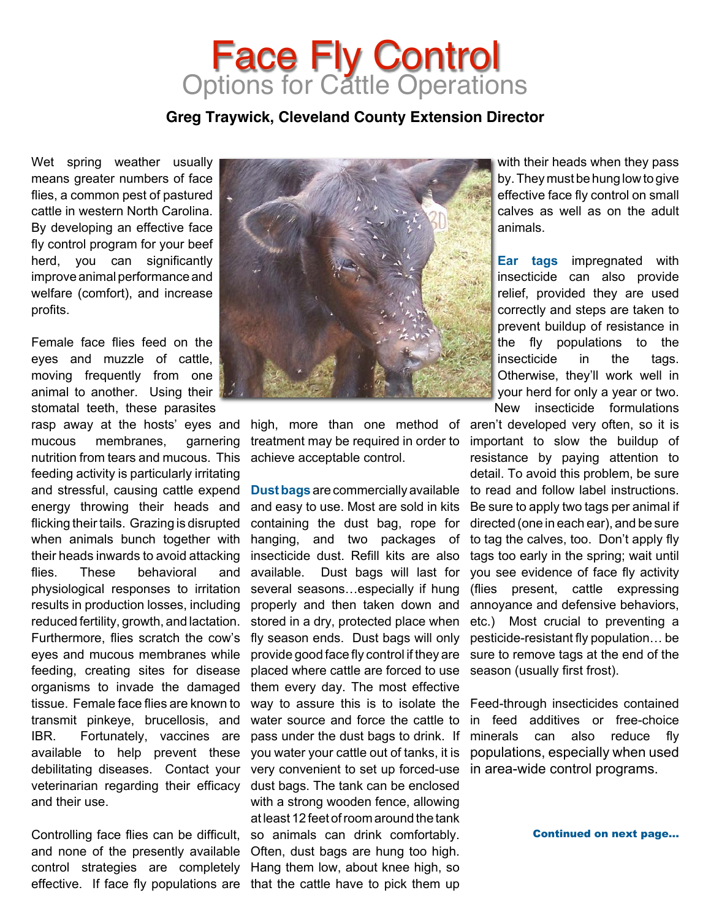# Face Fly Control

## Options for Cattle Operations

**Greg Traywick, Cleveland County Extension Director**

Wet spring weather usually means greater numbers of face flies, a common pest of pastured cattle in western North Carolina. By developing an effective face fly control program for your beef herd, you can significantly improve animal performance and welfare (comfort), and increase profits.

Female face flies feed on the eyes and muzzle of cattle, moving frequently from one animal to another. Using their stomatal teeth, these parasites rasp away at the hosts' eyes and mucous membranes, garnering nutrition from tears and mucous. This feeding activity is particularly irritating and stressful, causing cattle expend energy throwing their heads and flicking their tails. Grazing is disrupted when animals bunch together with their heads inwards to avoid attacking flies. These behavioral and physiological responses to irritation results in production losses, including reduced fertility, growth, and lactation. Furthermore, flies scratch the cow's eyes and mucous membranes while feeding, creating sites for disease organisms to invade the damaged tissue. Female face flies are known to transmit pinkeye, brucellosis, and IBR. Fortunately, vaccines are available to help prevent these debilitating diseases. Contact your veterinarian regarding their efficacy and their use.

Controlling face flies can be difficult, and none of the presently available control strategies are completely effective. If face fly populations are high, more than one method of treatment may be required in order to achieve acceptable control.

**Dust bags** are commercially available and easy to use. Most are sold in kits containing the dust bag, rope for hanging, and two packages of insecticide dust. Refill kits are also available. Dust bags will last for several seasons…especially if hung properly and then taken down and stored in a dry, protected place when fly season ends. Dust bags will only provide good face fly control if they are placed where cattle are forced to use them every day. The most effective way to assure this is to isolate the water source and force the cattle to pass under the dust bags to drink. If you water your cattle out of tanks, it is very convenient to set up forced-use dust bags. The tank can be enclosed with a strong wooden fence, allowing at least 12 feet of room around the tank so animals can drink comfortably. Often, dust bags are hung too high. Hang them low, about knee high, so that the cattle have to pick them up with their heads when they pass by. They must be hung low to give effective face fly control on small calves as well as on the adult animals.

**Ear tags** impregnated with insecticide can also provide relief, provided they are used correctly and steps are taken to prevent buildup of resistance in the fly populations to the insecticide in the tags. Otherwise, they'll work well in your herd for only a year or two. New insecticide formulations aren't developed very often, so it is important to slow the buildup of resistance by paying attention to detail. To avoid this problem, be sure to read and follow label instructions. Be sure to apply two tags per animal if directed (one in each ear), and be sure to tag the calves, too. Don't apply fly tags too early in the spring; wait until you see evidence of face fly activity (flies present, cattle expressing annoyance and defensive behaviors, etc.) Most crucial to preventing a pesticide-resistant fly population… be sure to remove tags at the end of the season (usually first frost).

Feed-through insecticides contained in feed additives or free-choice minerals can also reduce fly populations, especially when used in area-wide control programs.

**Continued on next page…**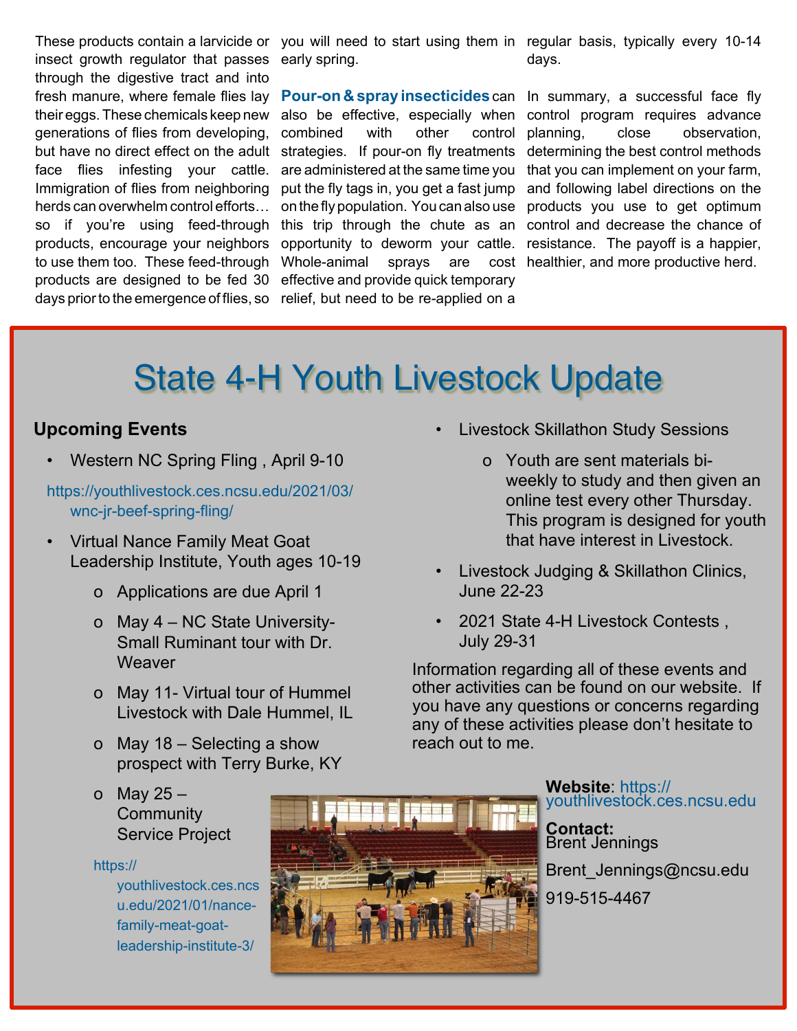These products contain a larvicide or insect growth regulator that passes through the digestive tract and into fresh manure, where female flies lay their eggs. These chemicals keep new generations of flies from developing, but have no direct effect on the adult face flies infesting your cattle. Immigration of flies from neighboring herds can overwhelm control efforts… so if you're using feed-through products, encourage your neighbors to use them too. These feed-through products are designed to be fed 30 days prior to the emergence of flies, so you will need to start using them in early spring.

**Pour-on & spray insecticides** can also be effective, especially when combined with other control strategies. If pour-on fly treatments are administered at the same time you put the fly tags in, you get a fast jump on the fly population. You can also use this trip through the chute as an opportunity to deworm your cattle. Whole-animal sprays are cost effective and provide quick temporary relief, but need to be re-applied on a regular basis, typically every 10-14 days.

In summary, a successful face fly control program requires advance planning, close observation, determining the best control methods that you can implement on your farm, and following label directions on the products you use to get optimum control and decrease the chance of resistance. The payoff is a happier, healthier, and more productive herd.

# State 4-H Youth Livestock Update

## Upcoming Events

- Western NC Spring Fling , April 9-10

  https://youthlivestock.ces.ncsu.edu/2021/03/wnc-jr-beef-spring-fling/

- Virtual Nance Family Meat Goat Leadership Institute, Youth ages 10-19
  - Applications are due April 1
  - May 4 – NC State University- Small Ruminant tour with Dr. Weaver
  - May 11- Virtual tour of Hummel Livestock with Dale Hummel, IL
  - May 18 – Selecting a show prospect with Terry Burke, KY
  - May 25 – Community Service Project

  https://youthlivestock.ces.ncsu.edu/2021/01/nance-family-meat-goat-leadership-institute-3/

- Livestock Skillathon Study Sessions
  - Youth are sent materials bi-weekly to study and then given an online test every other Thursday. This program is designed for youth that have interest in Livestock.
- Livestock Judging & Skillathon Clinics, June 22-23
- 2021 State 4-H Livestock Contests , July 29-31

Information regarding all of these events and other activities can be found on our website. If you have any questions or concerns regarding any of these activities please don't hesitate to reach out to me.

**Website**: https://youthlivestock.ces.ncsu.edu

**Contact:**
Brent Jennings

Brent_Jennings@ncsu.edu

919-515-4467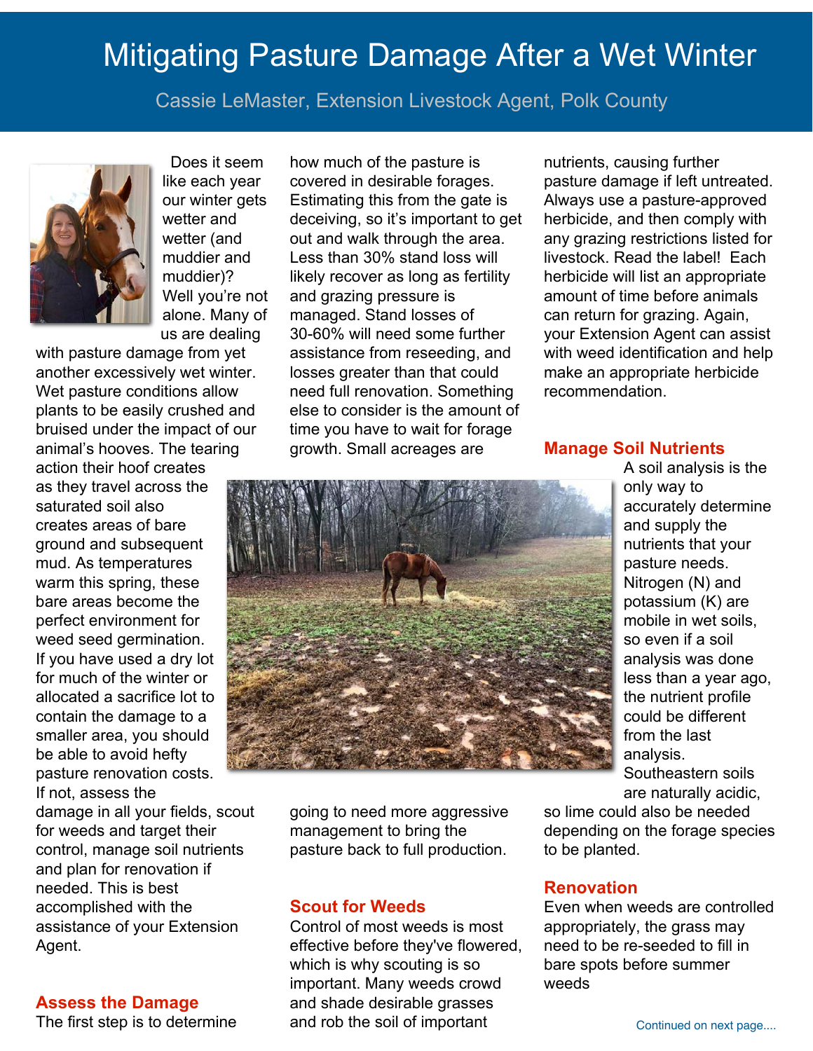# Mitigating Pasture Damage After a Wet Winter

Cassie LeMaster, Extension Livestock Agent, Polk County

Does it seem like each year our winter gets wetter and wetter (and muddier and muddier)? Well you're not alone. Many of us are dealing with pasture damage from yet another excessively wet winter. Wet pasture conditions allow plants to be easily crushed and bruised under the impact of our animal's hooves. The tearing action their hoof creates as they travel across the saturated soil also creates areas of bare ground and subsequent mud. As temperatures warm this spring, these bare areas become the perfect environment for weed seed germination. If you have used a dry lot for much of the winter or allocated a sacrifice lot to contain the damage to a smaller area, you should be able to avoid hefty pasture renovation costs. If not, assess the damage in all your fields, scout for weeds and target their control, manage soil nutrients and plan for renovation if needed. This is best accomplished with the assistance of your Extension Agent.

## Assess the Damage

The first step is to determine how much of the pasture is covered in desirable forages. Estimating this from the gate is deceiving, so it's important to get out and walk through the area. Less than 30% stand loss will likely recover as long as fertility and grazing pressure is managed. Stand losses of 30-60% will need some further assistance from reseeding, and losses greater than that could need full renovation. Something else to consider is the amount of time you have to wait for forage growth. Small acreages are going to need more aggressive management to bring the pasture back to full production.

## Scout for Weeds

Control of most weeds is most effective before they've flowered, which is why scouting is so important. Many weeds crowd and shade desirable grasses and rob the soil of important nutrients, causing further pasture damage if left untreated. Always use a pasture-approved herbicide, and then comply with any grazing restrictions listed for livestock. Read the label! Each herbicide will list an appropriate amount of time before animals can return for grazing. Again, your Extension Agent can assist with weed identification and help make an appropriate herbicide recommendation.

## Manage Soil Nutrients

A soil analysis is the only way to accurately determine and supply the nutrients that your pasture needs. Nitrogen (N) and potassium (K) are mobile in wet soils, so even if a soil analysis was done less than a year ago, the nutrient profile could be different from the last analysis. Southeastern soils are naturally acidic, so lime could also be needed depending on the forage species to be planted.

## Renovation

Even when weeds are controlled appropriately, the grass may need to be re-seeded to fill in bare spots before summer weeds

Continued on next page....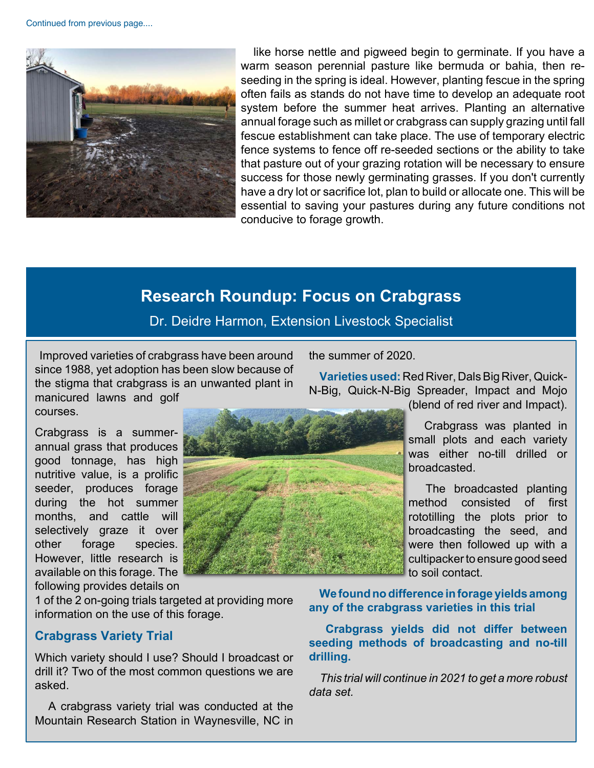Continued from previous page....

like horse nettle and pigweed begin to germinate. If you have a warm season perennial pasture like bermuda or bahia, then re-seeding in the spring is ideal. However, planting fescue in the spring often fails as stands do not have time to develop an adequate root system before the summer heat arrives. Planting an alternative annual forage such as millet or crabgrass can supply grazing until fall fescue establishment can take place. The use of temporary electric fence systems to fence off re-seeded sections or the ability to take that pasture out of your grazing rotation will be necessary to ensure success for those newly germinating grasses. If you don't currently have a dry lot or sacrifice lot, plan to build or allocate one. This will be essential to saving your pastures during any future conditions not conducive to forage growth.

## Research Roundup: Focus on Crabgrass

Dr. Deidre Harmon, Extension Livestock Specialist

Improved varieties of crabgrass have been around since 1988, yet adoption has been slow because of the stigma that crabgrass is an unwanted plant in manicured lawns and golf courses.

Crabgrass is a summer-annual grass that produces good tonnage, has high nutritive value, is a prolific seeder, produces forage during the hot summer months, and cattle will selectively graze it over other forage species. However, little research is available on this forage. The following provides details on 1 of the 2 on-going trials targeted at providing more information on the use of this forage.

### Crabgrass Variety Trial

Which variety should I use? Should I broadcast or drill it? Two of the most common questions we are asked.

A crabgrass variety trial was conducted at the Mountain Research Station in Waynesville, NC in the summer of 2020.

**Varieties used:** Red River, Dals Big River, Quick-N-Big, Quick-N-Big Spreader, Impact and Mojo (blend of red river and Impact).

Crabgrass was planted in small plots and each variety was either no-till drilled or broadcasted.

The broadcasted planting method consisted of first rototilling the plots prior to broadcasting the seed, and were then followed up with a cultipacker to ensure good seed to soil contact.

**We found no difference in forage yields among any of the crabgrass varieties in this trial**

**Crabgrass yields did not differ between seeding methods of broadcasting and no-till drilling.**

*This trial will continue in 2021 to get a more robust data set.*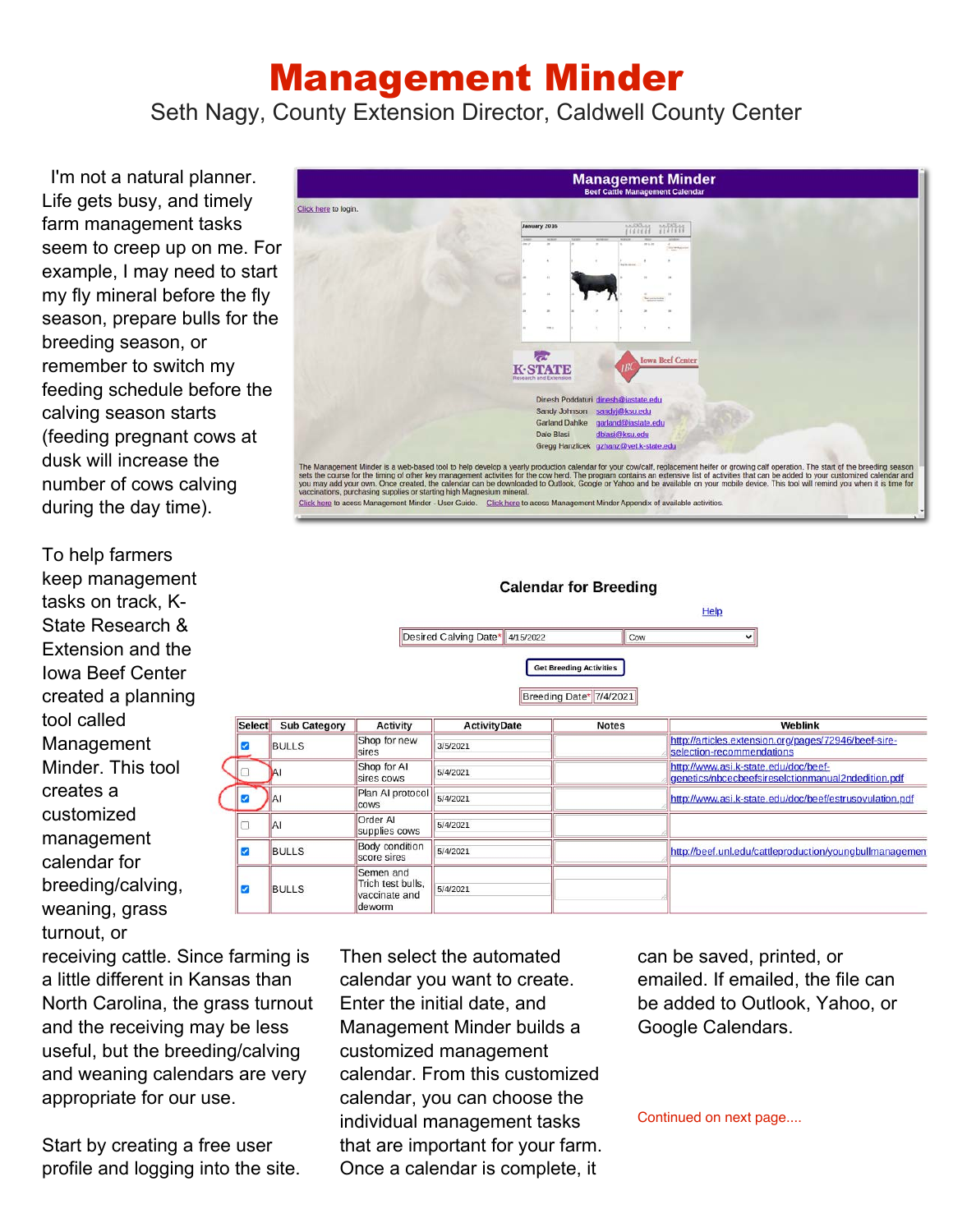# Management Minder

Seth Nagy, County Extension Director, Caldwell County Center

I'm not a natural planner. Life gets busy, and timely farm management tasks seem to creep up on me. For example, I may need to start my fly mineral before the fly season, prepare bulls for the breeding season, or remember to switch my feeding schedule before the calving season starts (feeding pregnant cows at dusk will increase the number of cows calving during the day time).

To help farmers keep management tasks on track, K-State Research & Extension and the Iowa Beef Center created a planning tool called Management Minder. This tool creates a customized management calendar for breeding/calving, weaning, grass turnout, or receiving cattle. Since farming is a little different in Kansas than North Carolina, the grass turnout and the receiving may be less useful, but the breeding/calving and weaning calendars are very appropriate for our use.

Start by creating a free user profile and logging into the site. Then select the automated calendar you want to create. Enter the initial date, and Management Minder builds a customized management calendar. From this customized calendar, you can choose the individual management tasks that are important for your farm. Once a calendar is complete, it can be saved, printed, or emailed. If emailed, the file can be added to Outlook, Yahoo, or Google Calendars.

Continued on next page....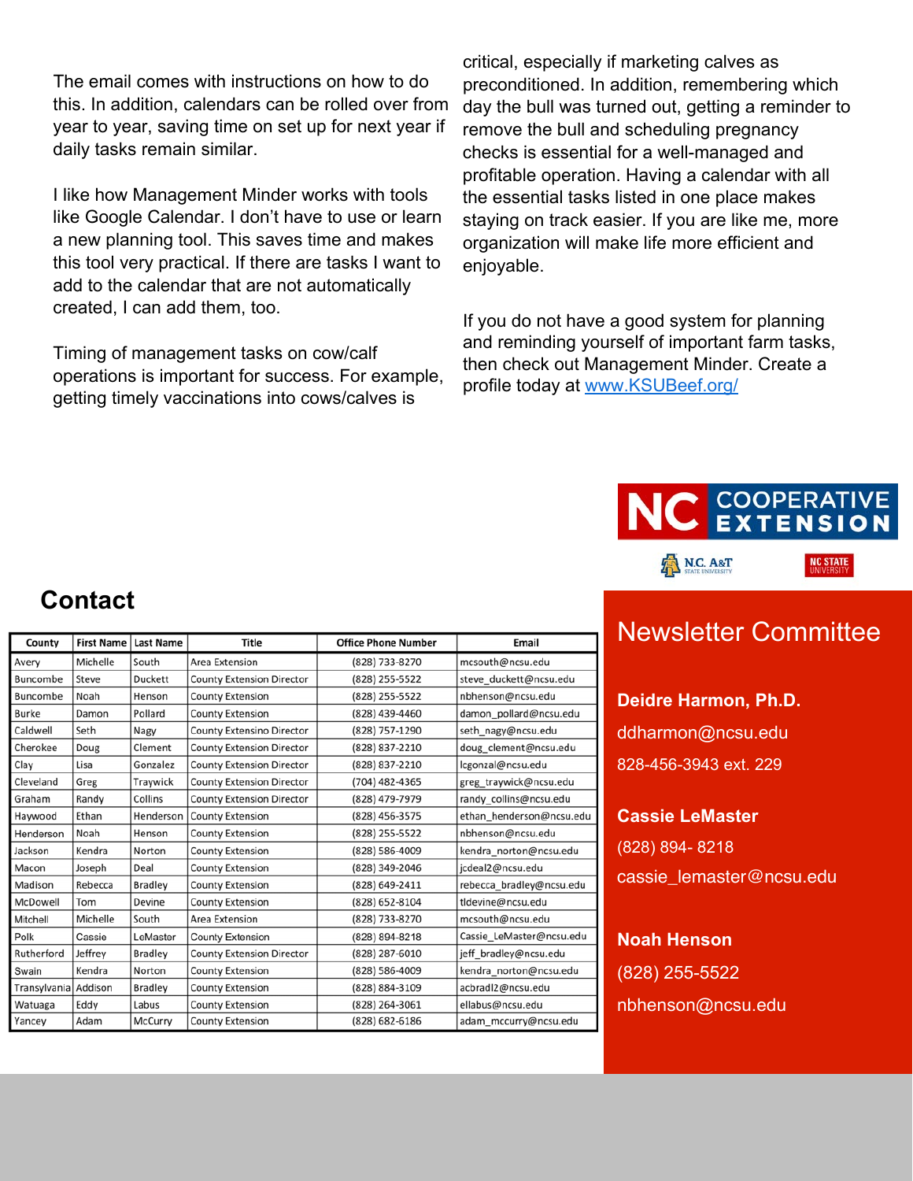The email comes with instructions on how to do this. In addition, calendars can be rolled over from year to year, saving time on set up for next year if daily tasks remain similar.

I like how Management Minder works with tools like Google Calendar. I don't have to use or learn a new planning tool. This saves time and makes this tool very practical. If there are tasks I want to add to the calendar that are not automatically created, I can add them, too.

Timing of management tasks on cow/calf operations is important for success. For example, getting timely vaccinations into cows/calves is critical, especially if marketing calves as preconditioned. In addition, remembering which day the bull was turned out, getting a reminder to remove the bull and scheduling pregnancy checks is essential for a well-managed and profitable operation. Having a calendar with all the essential tasks listed in one place makes staying on track easier. If you are like me, more organization will make life more efficient and enjoyable.

If you do not have a good system for planning and reminding yourself of important farm tasks, then check out Management Minder. Create a profile today at [www.KSUBeef.org/](www.KSUBeef.org/)

NC COOPERATIVE EXTENSION

N.C. A&T STATE UNIVERSITY | NC STATE UNIVERSITY

## Contact

| County | First Name | Last Name | Title | Office Phone Number | Email |
|---|---|---|---|---|---|
| Avery | Michelle | South | Area Extension | (828) 733-8270 | mcsouth@ncsu.edu |
| Buncombe | Steve | Duckett | County Extension Director | (828) 255-5522 | steve_duckett@ncsu.edu |
| Buncombe | Noah | Henson | County Extension | (828) 255-5522 | nbhenson@ncsu.edu |
| Burke | Damon | Pollard | County Extension | (828) 439-4460 | damon_pollard@ncsu.edu |
| Caldwell | Seth | Nagy | County Extensino Director | (828) 757-1290 | seth_nagy@ncsu.edu |
| Cherokee | Doug | Clement | County Extension Director | (828) 837-2210 | doug_clement@ncsu.edu |
| Clay | Lisa | Gonzalez | County Extension Director | (828) 837-2210 | lcgonzal@ncsu.edu |
| Cleveland | Greg | Traywick | County Extension Director | (704) 482-4365 | greg_traywick@ncsu.edu |
| Graham | Randy | Collins | County Extension Director | (828) 479-7979 | randy_collins@ncsu.edu |
| Haywood | Ethan | Henderson | County Extension | (828) 456-3575 | ethan_henderson@ncsu.edu |
| Henderson | Noah | Henson | County Extension | (828) 255-5522 | nbhenson@ncsu.edu |
| Jackson | Kendra | Norton | County Extension | (828) 586-4009 | kendra_norton@ncsu.edu |
| Macon | Joseph | Deal | County Extension | (828) 349-2046 | jcdeal2@ncsu.edu |
| Madison | Rebecca | Bradley | County Extension | (828) 649-2411 | rebecca_bradley@ncsu.edu |
| McDowell | Tom | Devine | County Extension | (828) 652-8104 | tldevine@ncsu.edu |
| Mitchell | Michelle | South | Area Extension | (828) 733-8270 | mcsouth@ncsu.edu |
| Polk | Cassie | LeMaster | County Extension | (828) 894-8218 | Cassie_LeMaster@ncsu.edu |
| Rutherford | Jeffrey | Bradley | County Extension Director | (828) 287-6010 | jeff_bradley@ncsu.edu |
| Swain | Kendra | Norton | County Extension | (828) 586-4009 | kendra_norton@ncsu.edu |
| Transylvania | Addison | Bradley | County Extension | (828) 884-3109 | acbradl2@ncsu.edu |
| Watuaga | Eddy | Labus | County Extension | (828) 264-3061 | ellabus@ncsu.edu |
| Yancey | Adam | McCurry | County Extension | (828) 682-6186 | adam_mccurry@ncsu.edu |

## Newsletter Committee

**Deidre Harmon, Ph.D.**

ddharmon@ncsu.edu

828-456-3943 ext. 229

**Cassie LeMaster**

(828) 894- 8218

cassie_lemaster@ncsu.edu

**Noah Henson**

(828) 255-5522

nbhenson@ncsu.edu